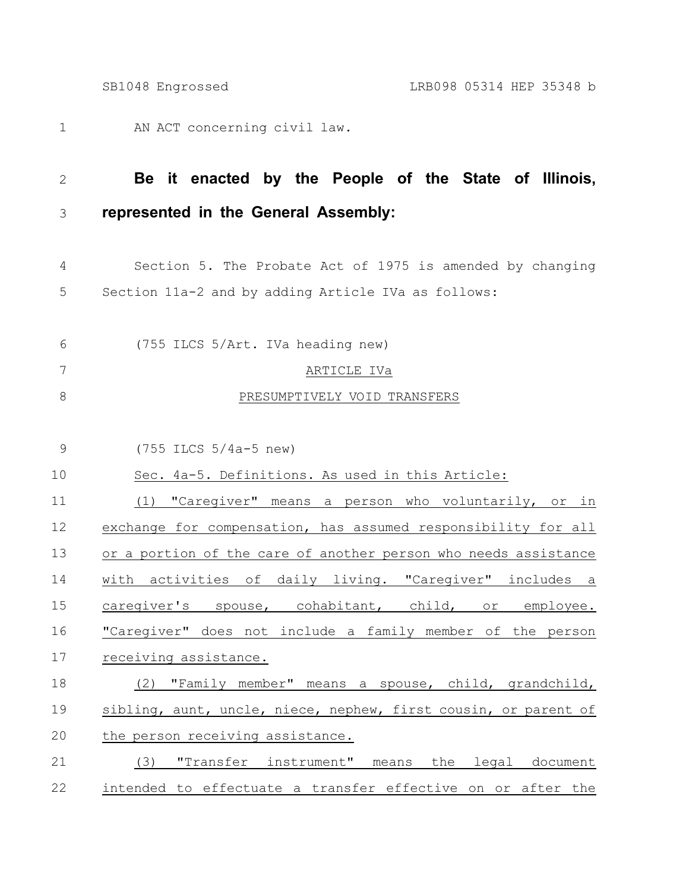AN ACT concerning civil law.

**Be it enacted by the People of the State of Illinois, represented in the General Assembly:**

Section 5. The Probate Act of 1975 is amended by changing Section 11a-2 and by adding Article IVa as follows:

(755 ILCS 5/Art. IVa heading new)

ARTICLE IVa

PRESUMPTIVELY VOID TRANSFERS

(755 ILCS 5/4a-5 new)

Sec. 4a-5. Definitions. As used in this Article:

(1) "Caregiver" means a person who voluntarily, or in exchange for compensation, has assumed responsibility for all or a portion of the care of another person who needs assistance with activities of daily living. "Caregiver" includes a caregiver's spouse, cohabitant, child, or employee. "Caregiver" does not include a family member of the person receiving assistance.

(2) "Family member" means a spouse, child, grandchild, sibling, aunt, uncle, niece, nephew, first cousin, or parent of the person receiving assistance.

(3) "Transfer instrument" means the legal document intended to effectuate a transfer effective on or after the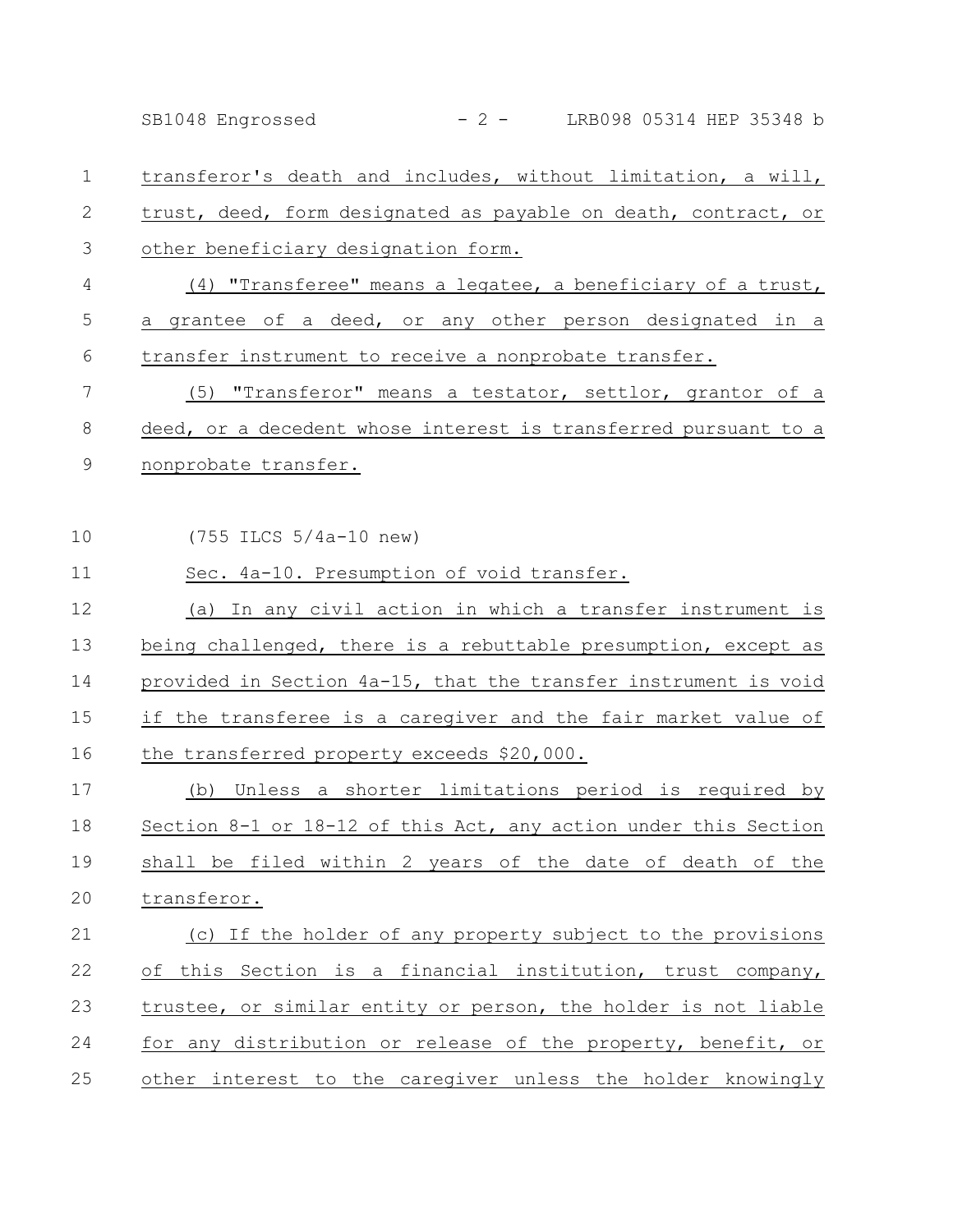transferor's death and includes, without limitation, a will, trust, deed, form designated as payable on death, contract, or other beneficiary designation form.

(4) "Transferee" means a legatee, a beneficiary of a trust, a grantee of a deed, or any other person designated in a transfer instrument to receive a nonprobate transfer.

(5) "Transferor" means a testator, settlor, grantor of a deed, or a decedent whose interest is transferred pursuant to a nonprobate transfer.

(755 ILCS 5/4a-10 new)

Sec. 4a-10. Presumption of void transfer.

(a) In any civil action in which a transfer instrument is being challenged, there is a rebuttable presumption, except as provided in Section 4a-15, that the transfer instrument is void if the transferee is a caregiver and the fair market value of the transferred property exceeds $20,000.

(b) Unless a shorter limitations period is required by Section 8-1 or 18-12 of this Act, any action under this Section shall be filed within 2 years of the date of death of the transferor.

(c) If the holder of any property subject to the provisions of this Section is a financial institution, trust company, trustee, or similar entity or person, the holder is not liable for any distribution or release of the property, benefit, or other interest to the caregiver unless the holder knowingly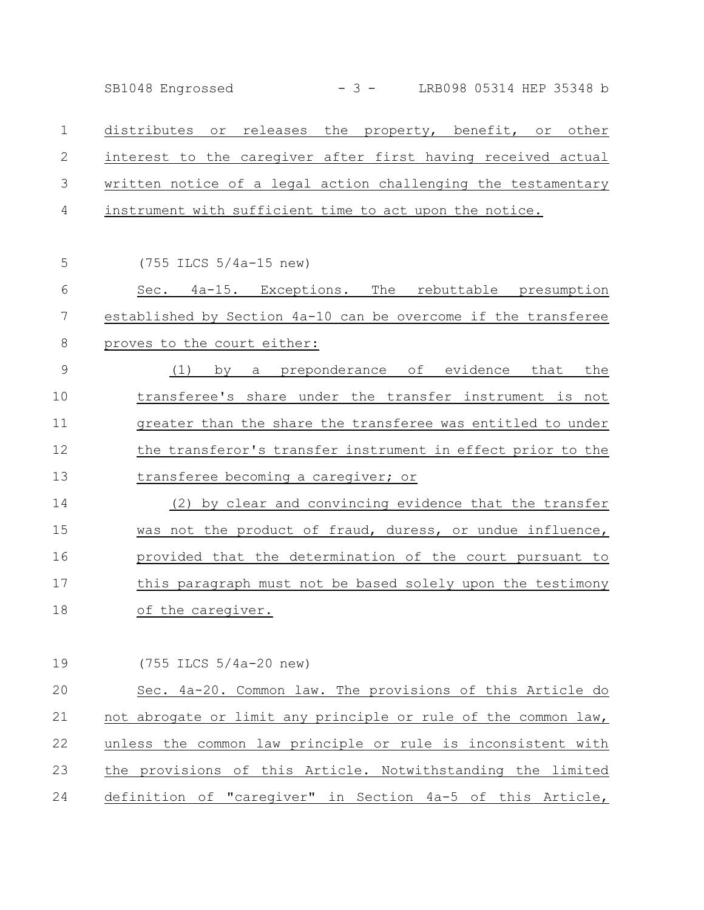distributes or releases the property, benefit, or other interest to the caregiver after first having received actual written notice of a legal action challenging the testamentary instrument with sufficient time to act upon the notice.

(755 ILCS 5/4a-15 new)

Sec. 4a-15. Exceptions. The rebuttable presumption established by Section 4a-10 can be overcome if the transferee proves to the court either:

(1) by a preponderance of evidence that the transferee's share under the transfer instrument is not greater than the share the transferee was entitled to under the transferor's transfer instrument in effect prior to the transferee becoming a caregiver; or

(2) by clear and convincing evidence that the transfer was not the product of fraud, duress, or undue influence, provided that the determination of the court pursuant to this paragraph must not be based solely upon the testimony of the caregiver.

(755 ILCS 5/4a-20 new)

Sec. 4a-20. Common law. The provisions of this Article do not abrogate or limit any principle or rule of the common law, unless the common law principle or rule is inconsistent with the provisions of this Article. Notwithstanding the limited definition of "caregiver" in Section 4a-5 of this Article,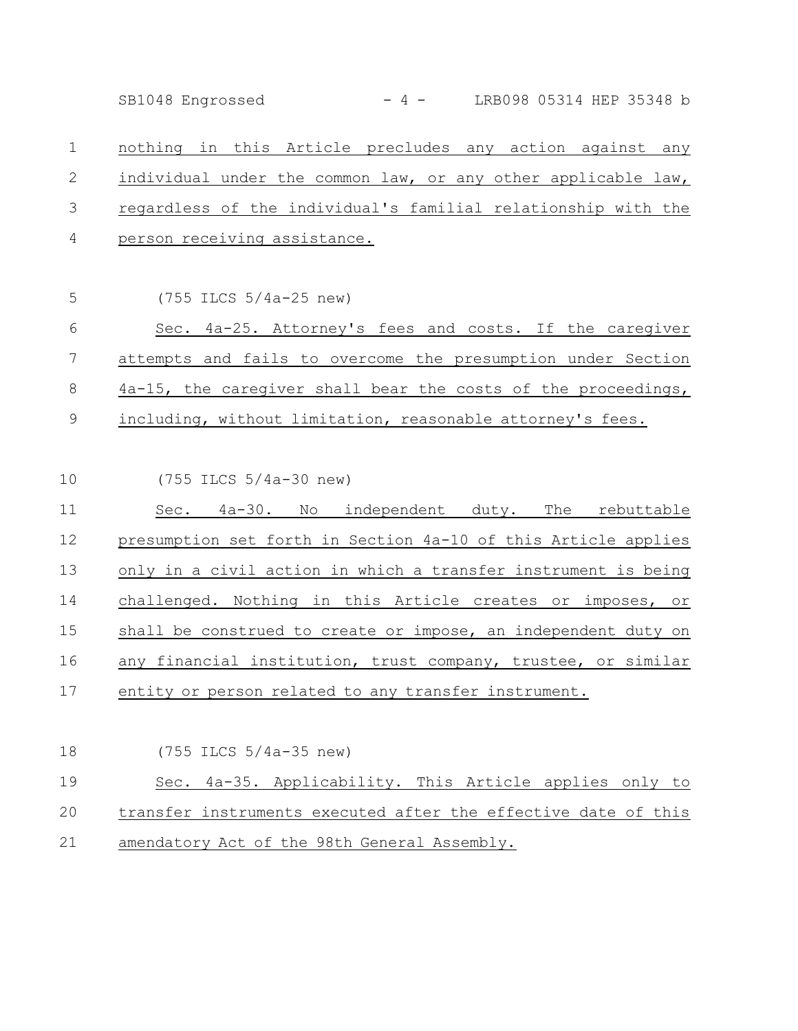nothing in this Article precludes any action against any individual under the common law, or any other applicable law, regardless of the individual's familial relationship with the person receiving assistance.

(755 ILCS 5/4a-25 new)

Sec. 4a-25. Attorney's fees and costs. If the caregiver attempts and fails to overcome the presumption under Section 4a-15, the caregiver shall bear the costs of the proceedings, including, without limitation, reasonable attorney's fees.

(755 ILCS 5/4a-30 new)

Sec. 4a-30. No independent duty. The rebuttable presumption set forth in Section 4a-10 of this Article applies only in a civil action in which a transfer instrument is being challenged. Nothing in this Article creates or imposes, or shall be construed to create or impose, an independent duty on any financial institution, trust company, trustee, or similar entity or person related to any transfer instrument.

(755 ILCS 5/4a-35 new)

Sec. 4a-35. Applicability. This Article applies only to transfer instruments executed after the effective date of this amendatory Act of the 98th General Assembly.